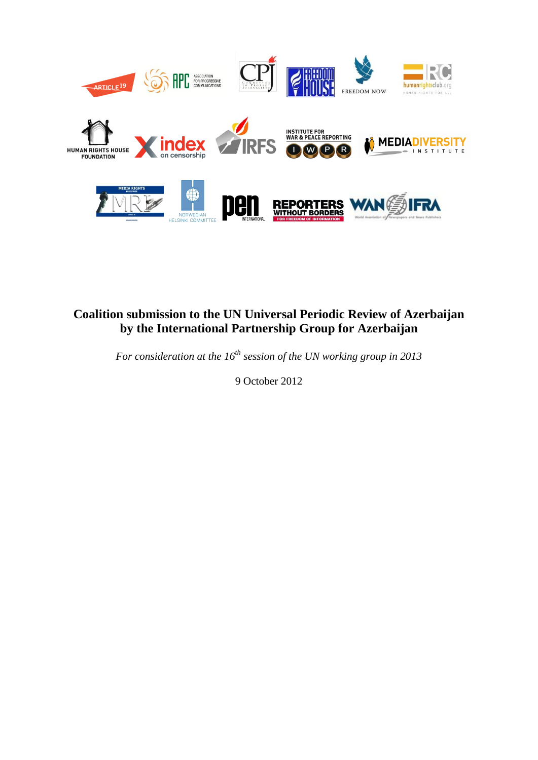# Coalition submission to the UN Universal Periodic Review of Azerbaijan by the International Partnership Group for Azerbaijan

*For consideration at the 16th session of the UN working group in 2013*

9 October 2012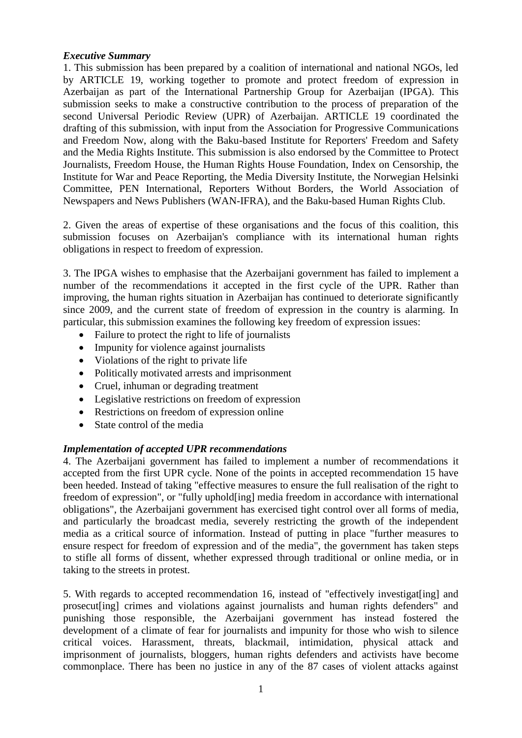***Executive Summary***

1. This submission has been prepared by a coalition of international and national NGOs, led by ARTICLE 19, working together to promote and protect freedom of expression in Azerbaijan as part of the International Partnership Group for Azerbaijan (IPGA). This submission seeks to make a constructive contribution to the process of preparation of the second Universal Periodic Review (UPR) of Azerbaijan. ARTICLE 19 coordinated the drafting of this submission, with input from the Association for Progressive Communications and Freedom Now, along with the Baku-based Institute for Reporters' Freedom and Safety and the Media Rights Institute. This submission is also endorsed by the Committee to Protect Journalists, Freedom House, the Human Rights House Foundation, Index on Censorship, the Institute for War and Peace Reporting, the Media Diversity Institute, the Norwegian Helsinki Committee, PEN International, Reporters Without Borders, the World Association of Newspapers and News Publishers (WAN-IFRA), and the Baku-based Human Rights Club.

2. Given the areas of expertise of these organisations and the focus of this coalition, this submission focuses on Azerbaijan's compliance with its international human rights obligations in respect to freedom of expression.

3. The IPGA wishes to emphasise that the Azerbaijani government has failed to implement a number of the recommendations it accepted in the first cycle of the UPR. Rather than improving, the human rights situation in Azerbaijan has continued to deteriorate significantly since 2009, and the current state of freedom of expression in the country is alarming. In particular, this submission examines the following key freedom of expression issues:

- Failure to protect the right to life of journalists
- Impunity for violence against journalists
- Violations of the right to private life
- Politically motivated arrests and imprisonment
- Cruel, inhuman or degrading treatment
- Legislative restrictions on freedom of expression
- Restrictions on freedom of expression online
- State control of the media

***Implementation of accepted UPR recommendations***

4. The Azerbaijani government has failed to implement a number of recommendations it accepted from the first UPR cycle. None of the points in accepted recommendation 15 have been heeded. Instead of taking "effective measures to ensure the full realisation of the right to freedom of expression", or "fully uphold[ing] media freedom in accordance with international obligations", the Azerbaijani government has exercised tight control over all forms of media, and particularly the broadcast media, severely restricting the growth of the independent media as a critical source of information. Instead of putting in place "further measures to ensure respect for freedom of expression and of the media", the government has taken steps to stifle all forms of dissent, whether expressed through traditional or online media, or in taking to the streets in protest.

5. With regards to accepted recommendation 16, instead of "effectively investigat[ing] and prosecut[ing] crimes and violations against journalists and human rights defenders" and punishing those responsible, the Azerbaijani government has instead fostered the development of a climate of fear for journalists and impunity for those who wish to silence critical voices. Harassment, threats, blackmail, intimidation, physical attack and imprisonment of journalists, bloggers, human rights defenders and activists have become commonplace. There has been no justice in any of the 87 cases of violent attacks against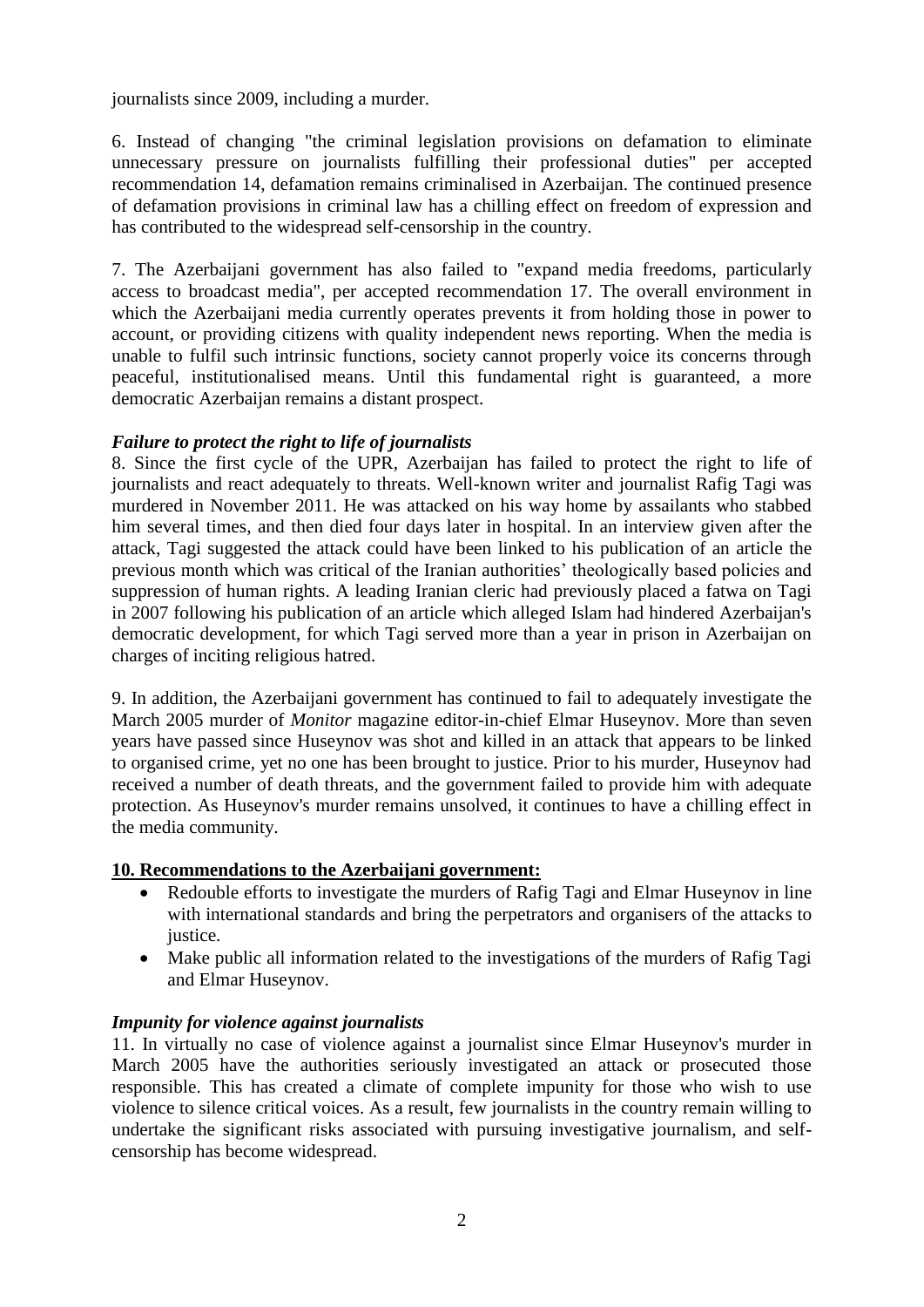journalists since 2009, including a murder.

6. Instead of changing "the criminal legislation provisions on defamation to eliminate unnecessary pressure on journalists fulfilling their professional duties" per accepted recommendation 14, defamation remains criminalised in Azerbaijan. The continued presence of defamation provisions in criminal law has a chilling effect on freedom of expression and has contributed to the widespread self-censorship in the country.

7. The Azerbaijani government has also failed to "expand media freedoms, particularly access to broadcast media", per accepted recommendation 17. The overall environment in which the Azerbaijani media currently operates prevents it from holding those in power to account, or providing citizens with quality independent news reporting. When the media is unable to fulfil such intrinsic functions, society cannot properly voice its concerns through peaceful, institutionalised means. Until this fundamental right is guaranteed, a more democratic Azerbaijan remains a distant prospect.

***Failure to protect the right to life of journalists***

8. Since the first cycle of the UPR, Azerbaijan has failed to protect the right to life of journalists and react adequately to threats. Well-known writer and journalist Rafig Tagi was murdered in November 2011. He was attacked on his way home by assailants who stabbed him several times, and then died four days later in hospital. In an interview given after the attack, Tagi suggested the attack could have been linked to his publication of an article the previous month which was critical of the Iranian authorities' theologically based policies and suppression of human rights. A leading Iranian cleric had previously placed a fatwa on Tagi in 2007 following his publication of an article which alleged Islam had hindered Azerbaijan's democratic development, for which Tagi served more than a year in prison in Azerbaijan on charges of inciting religious hatred.

9. In addition, the Azerbaijani government has continued to fail to adequately investigate the March 2005 murder of *Monitor* magazine editor-in-chief Elmar Huseynov. More than seven years have passed since Huseynov was shot and killed in an attack that appears to be linked to organised crime, yet no one has been brought to justice. Prior to his murder, Huseynov had received a number of death threats, and the government failed to provide him with adequate protection. As Huseynov's murder remains unsolved, it continues to have a chilling effect in the media community.

**10. Recommendations to the Azerbaijani government:**

- Redouble efforts to investigate the murders of Rafig Tagi and Elmar Huseynov in line with international standards and bring the perpetrators and organisers of the attacks to justice.
- Make public all information related to the investigations of the murders of Rafig Tagi and Elmar Huseynov.

***Impunity for violence against journalists***

11. In virtually no case of violence against a journalist since Elmar Huseynov's murder in March 2005 have the authorities seriously investigated an attack or prosecuted those responsible. This has created a climate of complete impunity for those who wish to use violence to silence critical voices. As a result, few journalists in the country remain willing to undertake the significant risks associated with pursuing investigative journalism, and self-censorship has become widespread.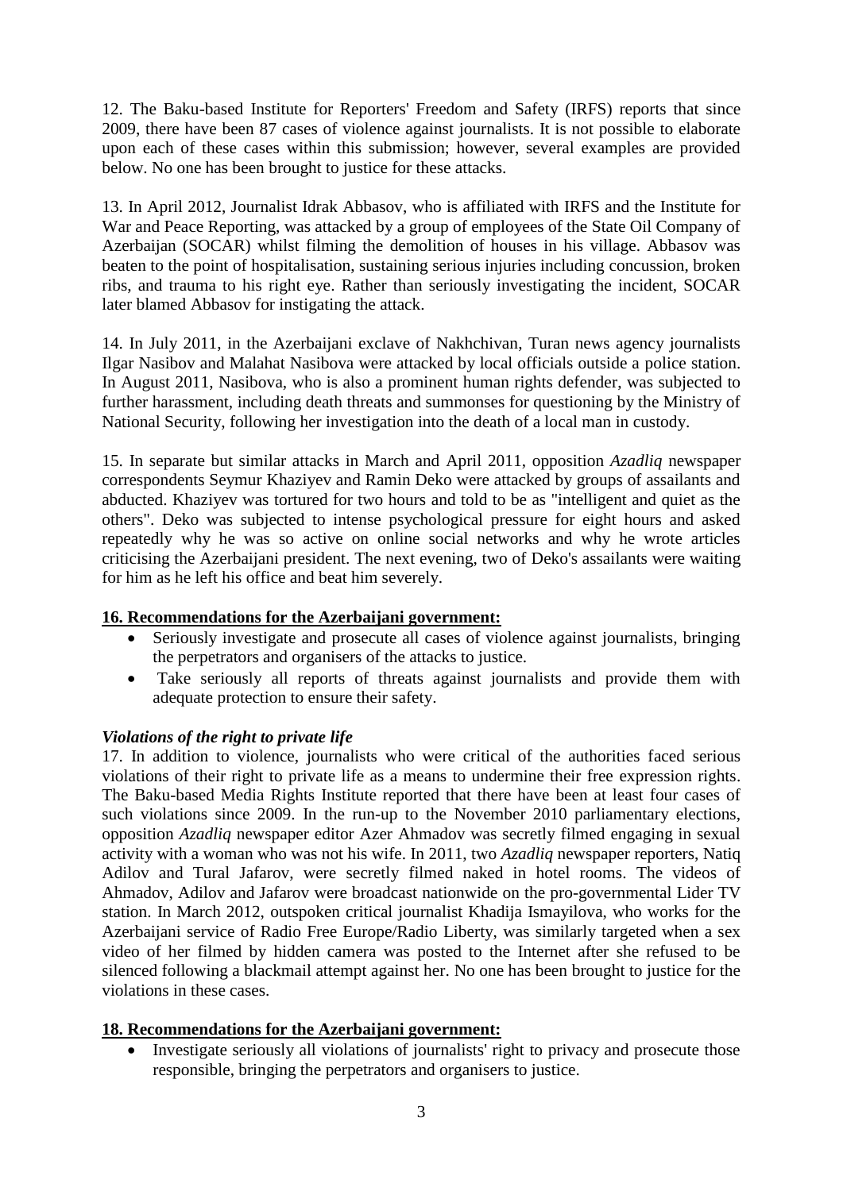12. The Baku-based Institute for Reporters' Freedom and Safety (IRFS) reports that since 2009, there have been 87 cases of violence against journalists. It is not possible to elaborate upon each of these cases within this submission; however, several examples are provided below. No one has been brought to justice for these attacks.

13. In April 2012, Journalist Idrak Abbasov, who is affiliated with IRFS and the Institute for War and Peace Reporting, was attacked by a group of employees of the State Oil Company of Azerbaijan (SOCAR) whilst filming the demolition of houses in his village. Abbasov was beaten to the point of hospitalisation, sustaining serious injuries including concussion, broken ribs, and trauma to his right eye. Rather than seriously investigating the incident, SOCAR later blamed Abbasov for instigating the attack.

14. In July 2011, in the Azerbaijani exclave of Nakhchivan, Turan news agency journalists Ilgar Nasibov and Malahat Nasibova were attacked by local officials outside a police station. In August 2011, Nasibova, who is also a prominent human rights defender, was subjected to further harassment, including death threats and summonses for questioning by the Ministry of National Security, following her investigation into the death of a local man in custody.

15. In separate but similar attacks in March and April 2011, opposition *Azadliq* newspaper correspondents Seymur Khaziyev and Ramin Deko were attacked by groups of assailants and abducted. Khaziyev was tortured for two hours and told to be as "intelligent and quiet as the others". Deko was subjected to intense psychological pressure for eight hours and asked repeatedly why he was so active on online social networks and why he wrote articles criticising the Azerbaijani president. The next evening, two of Deko's assailants were waiting for him as he left his office and beat him severely.

**16. Recommendations for the Azerbaijani government:**

- Seriously investigate and prosecute all cases of violence against journalists, bringing the perpetrators and organisers of the attacks to justice.
- Take seriously all reports of threats against journalists and provide them with adequate protection to ensure their safety.

***Violations of the right to private life***

17. In addition to violence, journalists who were critical of the authorities faced serious violations of their right to private life as a means to undermine their free expression rights. The Baku-based Media Rights Institute reported that there have been at least four cases of such violations since 2009. In the run-up to the November 2010 parliamentary elections, opposition *Azadliq* newspaper editor Azer Ahmadov was secretly filmed engaging in sexual activity with a woman who was not his wife. In 2011, two *Azadliq* newspaper reporters, Natiq Adilov and Tural Jafarov, were secretly filmed naked in hotel rooms. The videos of Ahmadov, Adilov and Jafarov were broadcast nationwide on the pro-governmental Lider TV station. In March 2012, outspoken critical journalist Khadija Ismayilova, who works for the Azerbaijani service of Radio Free Europe/Radio Liberty, was similarly targeted when a sex video of her filmed by hidden camera was posted to the Internet after she refused to be silenced following a blackmail attempt against her. No one has been brought to justice for the violations in these cases.

**18. Recommendations for the Azerbaijani government:**

- Investigate seriously all violations of journalists' right to privacy and prosecute those responsible, bringing the perpetrators and organisers to justice.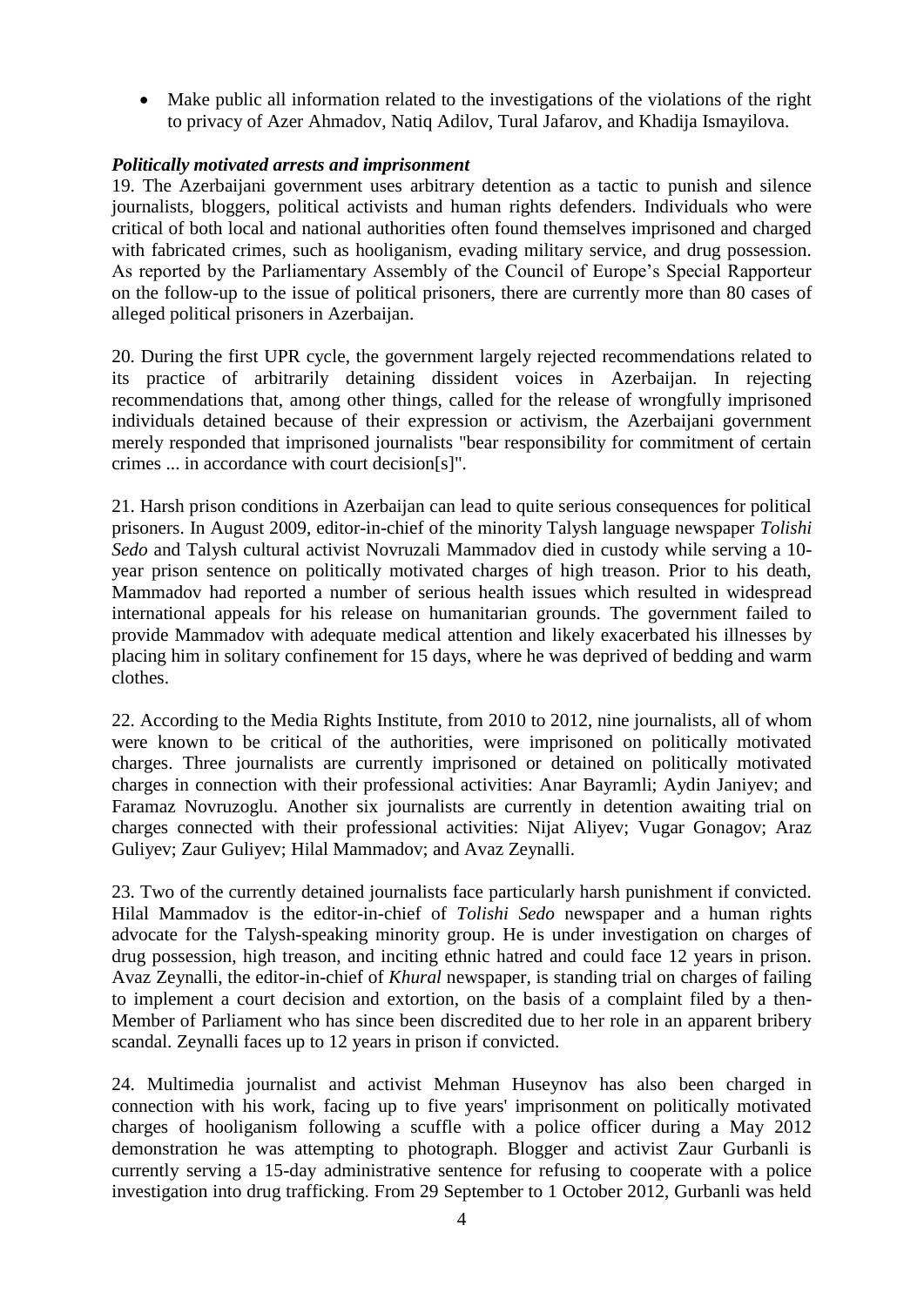- Make public all information related to the investigations of the violations of the right to privacy of Azer Ahmadov, Natiq Adilov, Tural Jafarov, and Khadija Ismayilova.

***Politically motivated arrests and imprisonment***

19. The Azerbaijani government uses arbitrary detention as a tactic to punish and silence journalists, bloggers, political activists and human rights defenders. Individuals who were critical of both local and national authorities often found themselves imprisoned and charged with fabricated crimes, such as hooliganism, evading military service, and drug possession. As reported by the Parliamentary Assembly of the Council of Europe's Special Rapporteur on the follow-up to the issue of political prisoners, there are currently more than 80 cases of alleged political prisoners in Azerbaijan.

20. During the first UPR cycle, the government largely rejected recommendations related to its practice of arbitrarily detaining dissident voices in Azerbaijan. In rejecting recommendations that, among other things, called for the release of wrongfully imprisoned individuals detained because of their expression or activism, the Azerbaijani government merely responded that imprisoned journalists "bear responsibility for commitment of certain crimes ... in accordance with court decision[s]".

21. Harsh prison conditions in Azerbaijan can lead to quite serious consequences for political prisoners. In August 2009, editor-in-chief of the minority Talysh language newspaper *Tolishi Sedo* and Talysh cultural activist Novruzali Mammadov died in custody while serving a 10-year prison sentence on politically motivated charges of high treason. Prior to his death, Mammadov had reported a number of serious health issues which resulted in widespread international appeals for his release on humanitarian grounds. The government failed to provide Mammadov with adequate medical attention and likely exacerbated his illnesses by placing him in solitary confinement for 15 days, where he was deprived of bedding and warm clothes.

22. According to the Media Rights Institute, from 2010 to 2012, nine journalists, all of whom were known to be critical of the authorities, were imprisoned on politically motivated charges. Three journalists are currently imprisoned or detained on politically motivated charges in connection with their professional activities: Anar Bayramli; Aydin Janiyev; and Faramaz Novruzoglu. Another six journalists are currently in detention awaiting trial on charges connected with their professional activities: Nijat Aliyev; Vugar Gonagov; Araz Guliyev; Zaur Guliyev; Hilal Mammadov; and Avaz Zeynalli.

23. Two of the currently detained journalists face particularly harsh punishment if convicted. Hilal Mammadov is the editor-in-chief of *Tolishi Sedo* newspaper and a human rights advocate for the Talysh-speaking minority group. He is under investigation on charges of drug possession, high treason, and inciting ethnic hatred and could face 12 years in prison. Avaz Zeynalli, the editor-in-chief of *Khural* newspaper, is standing trial on charges of failing to implement a court decision and extortion, on the basis of a complaint filed by a then-Member of Parliament who has since been discredited due to her role in an apparent bribery scandal. Zeynalli faces up to 12 years in prison if convicted.

24. Multimedia journalist and activist Mehman Huseynov has also been charged in connection with his work, facing up to five years' imprisonment on politically motivated charges of hooliganism following a scuffle with a police officer during a May 2012 demonstration he was attempting to photograph. Blogger and activist Zaur Gurbanli is currently serving a 15-day administrative sentence for refusing to cooperate with a police investigation into drug trafficking. From 29 September to 1 October 2012, Gurbanli was held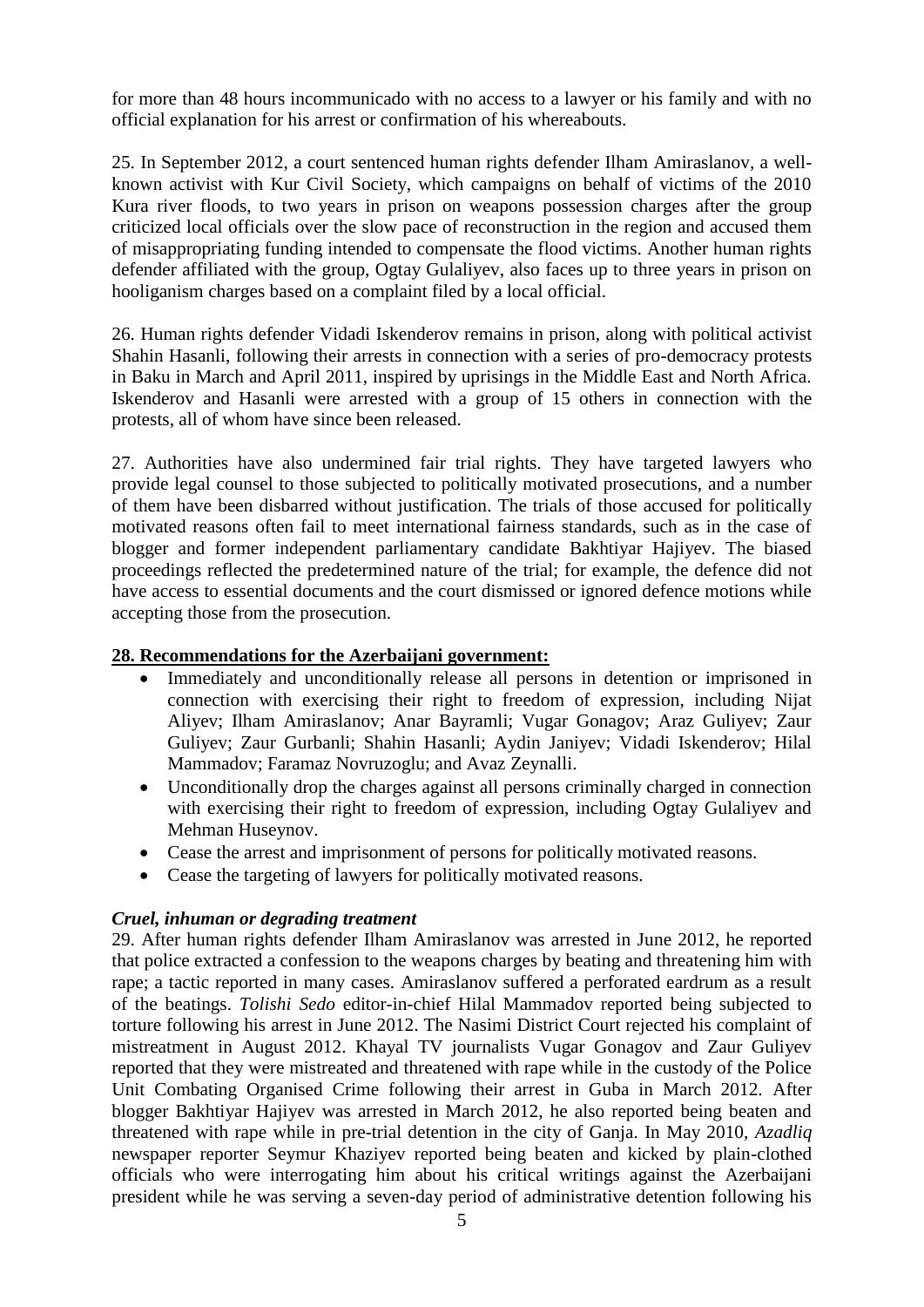for more than 48 hours incommunicado with no access to a lawyer or his family and with no official explanation for his arrest or confirmation of his whereabouts.

25. In September 2012, a court sentenced human rights defender Ilham Amiraslanov, a well-known activist with Kur Civil Society, which campaigns on behalf of victims of the 2010 Kura river floods, to two years in prison on weapons possession charges after the group criticized local officials over the slow pace of reconstruction in the region and accused them of misappropriating funding intended to compensate the flood victims. Another human rights defender affiliated with the group, Ogtay Gulaliyev, also faces up to three years in prison on hooliganism charges based on a complaint filed by a local official.

26. Human rights defender Vidadi Iskenderov remains in prison, along with political activist Shahin Hasanli, following their arrests in connection with a series of pro-democracy protests in Baku in March and April 2011, inspired by uprisings in the Middle East and North Africa. Iskenderov and Hasanli were arrested with a group of 15 others in connection with the protests, all of whom have since been released.

27. Authorities have also undermined fair trial rights. They have targeted lawyers who provide legal counsel to those subjected to politically motivated prosecutions, and a number of them have been disbarred without justification. The trials of those accused for politically motivated reasons often fail to meet international fairness standards, such as in the case of blogger and former independent parliamentary candidate Bakhtiyar Hajiyev. The biased proceedings reflected the predetermined nature of the trial; for example, the defence did not have access to essential documents and the court dismissed or ignored defence motions while accepting those from the prosecution.

**28. Recommendations for the Azerbaijani government:**

- Immediately and unconditionally release all persons in detention or imprisoned in connection with exercising their right to freedom of expression, including Nijat Aliyev; Ilham Amiraslanov; Anar Bayramli; Vugar Gonagov; Araz Guliyev; Zaur Guliyev; Zaur Gurbanli; Shahin Hasanli; Aydin Janiyev; Vidadi Iskenderov; Hilal Mammadov; Faramaz Novruzoglu; and Avaz Zeynalli.
- Unconditionally drop the charges against all persons criminally charged in connection with exercising their right to freedom of expression, including Ogtay Gulaliyev and Mehman Huseynov.
- Cease the arrest and imprisonment of persons for politically motivated reasons.
- Cease the targeting of lawyers for politically motivated reasons.

***Cruel, inhuman or degrading treatment***

29. After human rights defender Ilham Amiraslanov was arrested in June 2012, he reported that police extracted a confession to the weapons charges by beating and threatening him with rape; a tactic reported in many cases. Amiraslanov suffered a perforated eardrum as a result of the beatings. *Tolishi Sedo* editor-in-chief Hilal Mammadov reported being subjected to torture following his arrest in June 2012. The Nasimi District Court rejected his complaint of mistreatment in August 2012. Khayal TV journalists Vugar Gonagov and Zaur Guliyev reported that they were mistreated and threatened with rape while in the custody of the Police Unit Combating Organised Crime following their arrest in Guba in March 2012. After blogger Bakhtiyar Hajiyev was arrested in March 2012, he also reported being beaten and threatened with rape while in pre-trial detention in the city of Ganja. In May 2010, *Azadliq* newspaper reporter Seymur Khaziyev reported being beaten and kicked by plain-clothed officials who were interrogating him about his critical writings against the Azerbaijani president while he was serving a seven-day period of administrative detention following his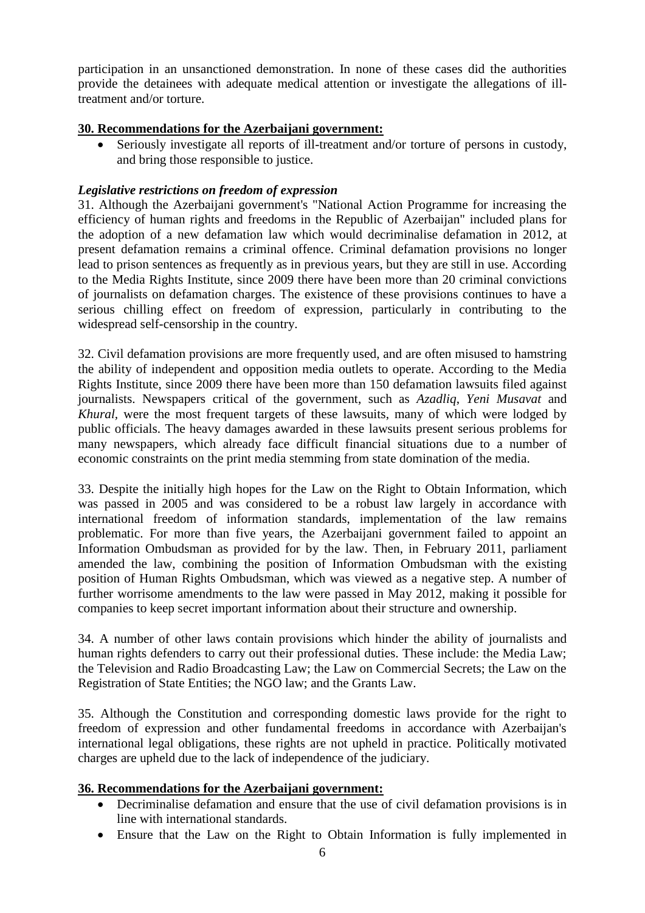participation in an unsanctioned demonstration. In none of these cases did the authorities provide the detainees with adequate medical attention or investigate the allegations of ill-treatment and/or torture.

**30. Recommendations for the Azerbaijani government:**

- Seriously investigate all reports of ill-treatment and/or torture of persons in custody, and bring those responsible to justice.

***Legislative restrictions on freedom of expression***

31. Although the Azerbaijani government's "National Action Programme for increasing the efficiency of human rights and freedoms in the Republic of Azerbaijan" included plans for the adoption of a new defamation law which would decriminalise defamation in 2012, at present defamation remains a criminal offence. Criminal defamation provisions no longer lead to prison sentences as frequently as in previous years, but they are still in use. According to the Media Rights Institute, since 2009 there have been more than 20 criminal convictions of journalists on defamation charges. The existence of these provisions continues to have a serious chilling effect on freedom of expression, particularly in contributing to the widespread self-censorship in the country.

32. Civil defamation provisions are more frequently used, and are often misused to hamstring the ability of independent and opposition media outlets to operate. According to the Media Rights Institute, since 2009 there have been more than 150 defamation lawsuits filed against journalists. Newspapers critical of the government, such as *Azadliq*, *Yeni Musavat* and *Khural*, were the most frequent targets of these lawsuits, many of which were lodged by public officials. The heavy damages awarded in these lawsuits present serious problems for many newspapers, which already face difficult financial situations due to a number of economic constraints on the print media stemming from state domination of the media.

33. Despite the initially high hopes for the Law on the Right to Obtain Information, which was passed in 2005 and was considered to be a robust law largely in accordance with international freedom of information standards, implementation of the law remains problematic. For more than five years, the Azerbaijani government failed to appoint an Information Ombudsman as provided for by the law. Then, in February 2011, parliament amended the law, combining the position of Information Ombudsman with the existing position of Human Rights Ombudsman, which was viewed as a negative step. A number of further worrisome amendments to the law were passed in May 2012, making it possible for companies to keep secret important information about their structure and ownership.

34. A number of other laws contain provisions which hinder the ability of journalists and human rights defenders to carry out their professional duties. These include: the Media Law; the Television and Radio Broadcasting Law; the Law on Commercial Secrets; the Law on the Registration of State Entities; the NGO law; and the Grants Law.

35. Although the Constitution and corresponding domestic laws provide for the right to freedom of expression and other fundamental freedoms in accordance with Azerbaijan's international legal obligations, these rights are not upheld in practice. Politically motivated charges are upheld due to the lack of independence of the judiciary.

**36. Recommendations for the Azerbaijani government:**

- Decriminalise defamation and ensure that the use of civil defamation provisions is in line with international standards.
- Ensure that the Law on the Right to Obtain Information is fully implemented in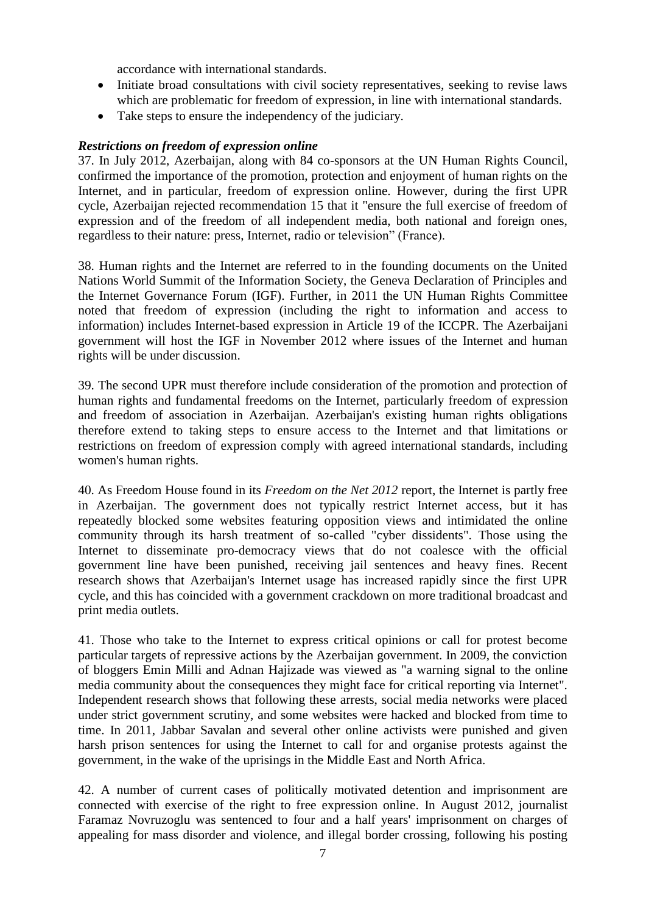accordance with international standards.

- Initiate broad consultations with civil society representatives, seeking to revise laws which are problematic for freedom of expression, in line with international standards.
- Take steps to ensure the independency of the judiciary.

***Restrictions on freedom of expression online***

37. In July 2012, Azerbaijan, along with 84 co-sponsors at the UN Human Rights Council, confirmed the importance of the promotion, protection and enjoyment of human rights on the Internet, and in particular, freedom of expression online. However, during the first UPR cycle, Azerbaijan rejected recommendation 15 that it "ensure the full exercise of freedom of expression and of the freedom of all independent media, both national and foreign ones, regardless to their nature: press, Internet, radio or television" (France).

38. Human rights and the Internet are referred to in the founding documents on the United Nations World Summit of the Information Society, the Geneva Declaration of Principles and the Internet Governance Forum (IGF). Further, in 2011 the UN Human Rights Committee noted that freedom of expression (including the right to information and access to information) includes Internet-based expression in Article 19 of the ICCPR. The Azerbaijani government will host the IGF in November 2012 where issues of the Internet and human rights will be under discussion.

39. The second UPR must therefore include consideration of the promotion and protection of human rights and fundamental freedoms on the Internet, particularly freedom of expression and freedom of association in Azerbaijan. Azerbaijan's existing human rights obligations therefore extend to taking steps to ensure access to the Internet and that limitations or restrictions on freedom of expression comply with agreed international standards, including women's human rights.

40. As Freedom House found in its *Freedom on the Net 2012* report, the Internet is partly free in Azerbaijan. The government does not typically restrict Internet access, but it has repeatedly blocked some websites featuring opposition views and intimidated the online community through its harsh treatment of so-called "cyber dissidents". Those using the Internet to disseminate pro-democracy views that do not coalesce with the official government line have been punished, receiving jail sentences and heavy fines. Recent research shows that Azerbaijan's Internet usage has increased rapidly since the first UPR cycle, and this has coincided with a government crackdown on more traditional broadcast and print media outlets.

41. Those who take to the Internet to express critical opinions or call for protest become particular targets of repressive actions by the Azerbaijan government. In 2009, the conviction of bloggers Emin Milli and Adnan Hajizade was viewed as "a warning signal to the online media community about the consequences they might face for critical reporting via Internet". Independent research shows that following these arrests, social media networks were placed under strict government scrutiny, and some websites were hacked and blocked from time to time. In 2011, Jabbar Savalan and several other online activists were punished and given harsh prison sentences for using the Internet to call for and organise protests against the government, in the wake of the uprisings in the Middle East and North Africa.

42. A number of current cases of politically motivated detention and imprisonment are connected with exercise of the right to free expression online. In August 2012, journalist Faramaz Novruzoglu was sentenced to four and a half years' imprisonment on charges of appealing for mass disorder and violence, and illegal border crossing, following his posting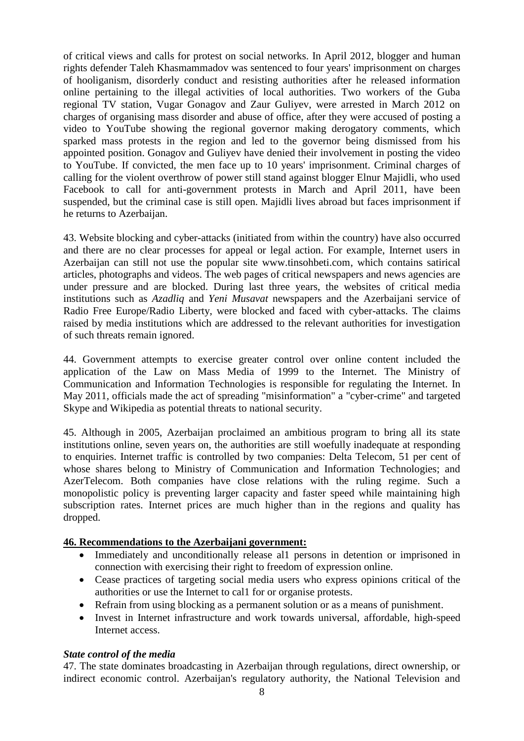of critical views and calls for protest on social networks. In April 2012, blogger and human rights defender Taleh Khasmammadov was sentenced to four years' imprisonment on charges of hooliganism, disorderly conduct and resisting authorities after he released information online pertaining to the illegal activities of local authorities. Two workers of the Guba regional TV station, Vugar Gonagov and Zaur Guliyev, were arrested in March 2012 on charges of organising mass disorder and abuse of office, after they were accused of posting a video to YouTube showing the regional governor making derogatory comments, which sparked mass protests in the region and led to the governor being dismissed from his appointed position. Gonagov and Guliyev have denied their involvement in posting the video to YouTube. If convicted, the men face up to 10 years' imprisonment. Criminal charges of calling for the violent overthrow of power still stand against blogger Elnur Majidli, who used Facebook to call for anti-government protests in March and April 2011, have been suspended, but the criminal case is still open. Majidli lives abroad but faces imprisonment if he returns to Azerbaijan.

43. Website blocking and cyber-attacks (initiated from within the country) have also occurred and there are no clear processes for appeal or legal action. For example, Internet users in Azerbaijan can still not use the popular site www.tinsohbeti.com, which contains satirical articles, photographs and videos. The web pages of critical newspapers and news agencies are under pressure and are blocked. During last three years, the websites of critical media institutions such as *Azadliq* and *Yeni Musavat* newspapers and the Azerbaijani service of Radio Free Europe/Radio Liberty, were blocked and faced with cyber-attacks. The claims raised by media institutions which are addressed to the relevant authorities for investigation of such threats remain ignored.

44. Government attempts to exercise greater control over online content included the application of the Law on Mass Media of 1999 to the Internet. The Ministry of Communication and Information Technologies is responsible for regulating the Internet. In May 2011, officials made the act of spreading "misinformation" a "cyber-crime" and targeted Skype and Wikipedia as potential threats to national security.

45. Although in 2005, Azerbaijan proclaimed an ambitious program to bring all its state institutions online, seven years on, the authorities are still woefully inadequate at responding to enquiries. Internet traffic is controlled by two companies: Delta Telecom, 51 per cent of whose shares belong to Ministry of Communication and Information Technologies; and AzerTelecom. Both companies have close relations with the ruling regime. Such a monopolistic policy is preventing larger capacity and faster speed while maintaining high subscription rates. Internet prices are much higher than in the regions and quality has dropped.

**46. Recommendations to the Azerbaijani government:**

- Immediately and unconditionally release al1 persons in detention or imprisoned in connection with exercising their right to freedom of expression online.
- Cease practices of targeting social media users who express opinions critical of the authorities or use the Internet to cal1 for or organise protests.
- Refrain from using blocking as a permanent solution or as a means of punishment.
- Invest in Internet infrastructure and work towards universal, affordable, high-speed Internet access.

***State control of the media***

47. The state dominates broadcasting in Azerbaijan through regulations, direct ownership, or indirect economic control. Azerbaijan's regulatory authority, the National Television and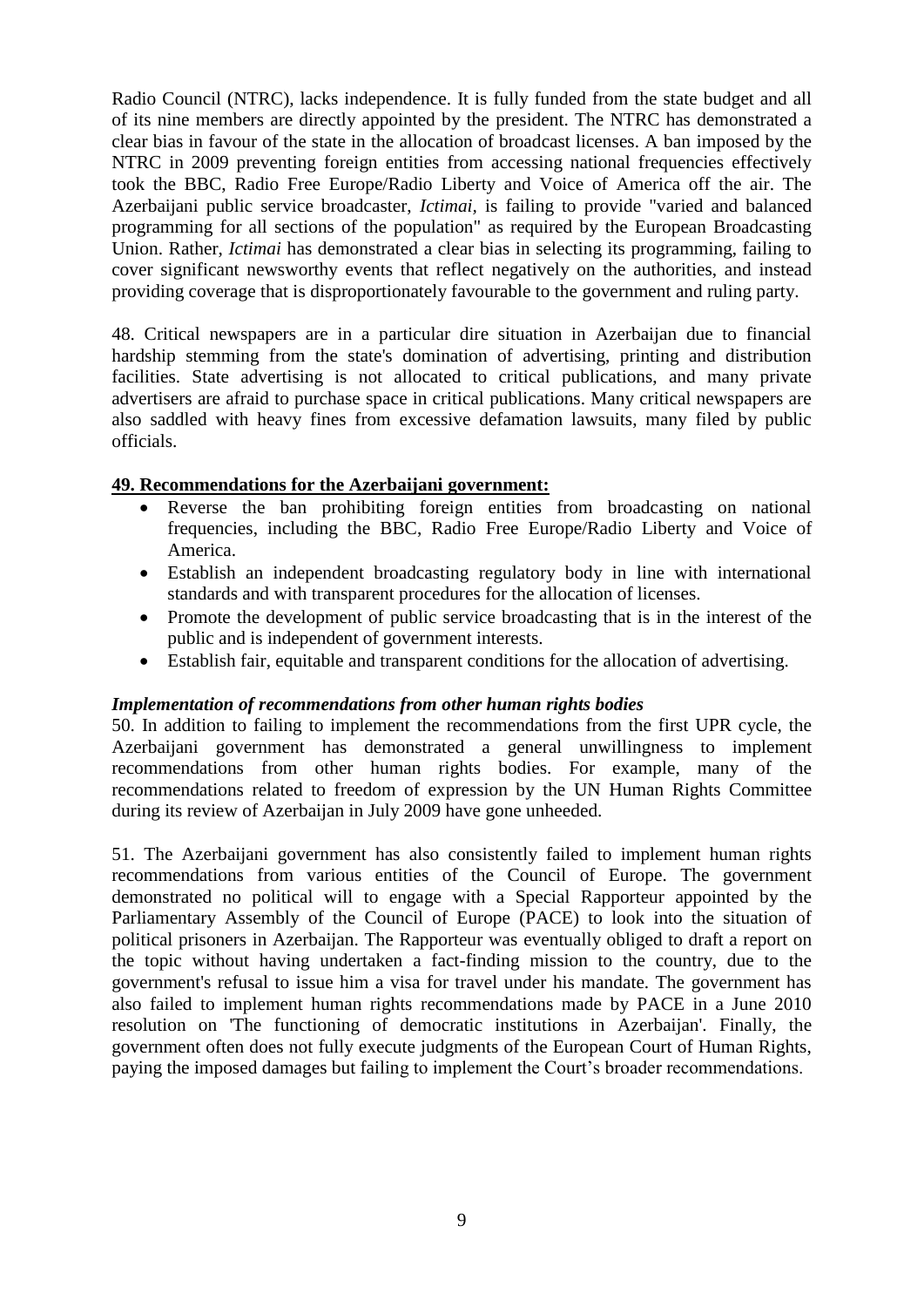Radio Council (NTRC), lacks independence. It is fully funded from the state budget and all of its nine members are directly appointed by the president. The NTRC has demonstrated a clear bias in favour of the state in the allocation of broadcast licenses. A ban imposed by the NTRC in 2009 preventing foreign entities from accessing national frequencies effectively took the BBC, Radio Free Europe/Radio Liberty and Voice of America off the air. The Azerbaijani public service broadcaster, *Ictimai*, is failing to provide "varied and balanced programming for all sections of the population" as required by the European Broadcasting Union. Rather, *Ictimai* has demonstrated a clear bias in selecting its programming, failing to cover significant newsworthy events that reflect negatively on the authorities, and instead providing coverage that is disproportionately favourable to the government and ruling party.

48. Critical newspapers are in a particular dire situation in Azerbaijan due to financial hardship stemming from the state's domination of advertising, printing and distribution facilities. State advertising is not allocated to critical publications, and many private advertisers are afraid to purchase space in critical publications. Many critical newspapers are also saddled with heavy fines from excessive defamation lawsuits, many filed by public officials.

**49. Recommendations for the Azerbaijani government:**

- Reverse the ban prohibiting foreign entities from broadcasting on national frequencies, including the BBC, Radio Free Europe/Radio Liberty and Voice of America.
- Establish an independent broadcasting regulatory body in line with international standards and with transparent procedures for the allocation of licenses.
- Promote the development of public service broadcasting that is in the interest of the public and is independent of government interests.
- Establish fair, equitable and transparent conditions for the allocation of advertising.

***Implementation of recommendations from other human rights bodies***

50. In addition to failing to implement the recommendations from the first UPR cycle, the Azerbaijani government has demonstrated a general unwillingness to implement recommendations from other human rights bodies. For example, many of the recommendations related to freedom of expression by the UN Human Rights Committee during its review of Azerbaijan in July 2009 have gone unheeded.

51. The Azerbaijani government has also consistently failed to implement human rights recommendations from various entities of the Council of Europe. The government demonstrated no political will to engage with a Special Rapporteur appointed by the Parliamentary Assembly of the Council of Europe (PACE) to look into the situation of political prisoners in Azerbaijan. The Rapporteur was eventually obliged to draft a report on the topic without having undertaken a fact-finding mission to the country, due to the government's refusal to issue him a visa for travel under his mandate. The government has also failed to implement human rights recommendations made by PACE in a June 2010 resolution on 'The functioning of democratic institutions in Azerbaijan'. Finally, the government often does not fully execute judgments of the European Court of Human Rights, paying the imposed damages but failing to implement the Court's broader recommendations.